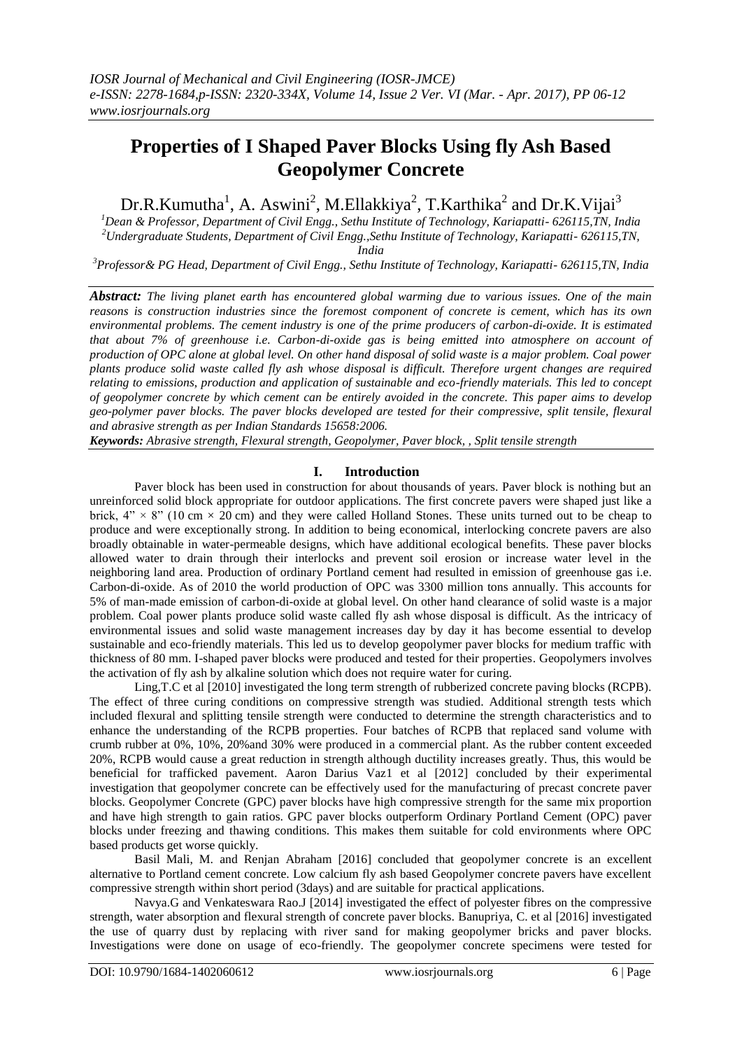# Properties of I Shaped Paver Blocks Using fly Ash Based Geopolymer Concrete

Dr.R.Kumutha[1], A. Aswini[2], M.Ellakkiya[2], T.Karthika[2] and Dr.K.Vijai[3]

[1]*Dean & Professor, Department of Civil Engg., Sethu Institute of Technology, Kariapatti- 626115,TN, India*
[2]*Undergraduate Students, Department of Civil Engg.,Sethu Institute of Technology, Kariapatti- 626115,TN, India*
[3]*Professor& PG Head, Department of Civil Engg., Sethu Institute of Technology, Kariapatti- 626115,TN, India*

***Abstract:*** *The living planet earth has encountered global warming due to various issues. One of the main reasons is construction industries since the foremost component of concrete is cement, which has its own environmental problems. The cement industry is one of the prime producers of carbon-di-oxide. It is estimated that about 7% of greenhouse i.e. Carbon-di-oxide gas is being emitted into atmosphere on account of production of OPC alone at global level. On other hand disposal of solid waste is a major problem. Coal power plants produce solid waste called fly ash whose disposal is difficult. Therefore urgent changes are required relating to emissions, production and application of sustainable and eco-friendly materials. This led to concept of geopolymer concrete by which cement can be entirely avoided in the concrete. This paper aims to develop geo-polymer paver blocks. The paver blocks developed are tested for their compressive, split tensile, flexural and abrasive strength as per Indian Standards 15658:2006.*

***Keywords:*** *Abrasive strength, Flexural strength, Geopolymer, Paver block, , Split tensile strength*

## I. Introduction

Paver block has been used in construction for about thousands of years. Paver block is nothing but an unreinforced solid block appropriate for outdoor applications. The first concrete pavers were shaped just like a brick, 4" × 8" (10 cm × 20 cm) and they were called Holland Stones. These units turned out to be cheap to produce and were exceptionally strong. In addition to being economical, interlocking concrete pavers are also broadly obtainable in water-permeable designs, which have additional ecological benefits. These paver blocks allowed water to drain through their interlocks and prevent soil erosion or increase water level in the neighboring land area. Production of ordinary Portland cement had resulted in emission of greenhouse gas i.e. Carbon-di-oxide. As of 2010 the world production of OPC was 3300 million tons annually. This accounts for 5% of man-made emission of carbon-di-oxide at global level. On other hand clearance of solid waste is a major problem. Coal power plants produce solid waste called fly ash whose disposal is difficult. As the intricacy of environmental issues and solid waste management increases day by day it has become essential to develop sustainable and eco-friendly materials. This led us to develop geopolymer paver blocks for medium traffic with thickness of 80 mm. I-shaped paver blocks were produced and tested for their properties. Geopolymers involves the activation of fly ash by alkaline solution which does not require water for curing.

Ling,T.C et al [2010] investigated the long term strength of rubberized concrete paving blocks (RCPB). The effect of three curing conditions on compressive strength was studied. Additional strength tests which included flexural and splitting tensile strength were conducted to determine the strength characteristics and to enhance the understanding of the RCPB properties. Four batches of RCPB that replaced sand volume with crumb rubber at 0%, 10%, 20%and 30% were produced in a commercial plant. As the rubber content exceeded 20%, RCPB would cause a great reduction in strength although ductility increases greatly. Thus, this would be beneficial for trafficked pavement. Aaron Darius Vaz1 et al [2012] concluded by their experimental investigation that geopolymer concrete can be effectively used for the manufacturing of precast concrete paver blocks. Geopolymer Concrete (GPC) paver blocks have high compressive strength for the same mix proportion and have high strength to gain ratios. GPC paver blocks outperform Ordinary Portland Cement (OPC) paver blocks under freezing and thawing conditions. This makes them suitable for cold environments where OPC based products get worse quickly.

Basil Mali, M. and Renjan Abraham [2016] concluded that geopolymer concrete is an excellent alternative to Portland cement concrete. Low calcium fly ash based Geopolymer concrete pavers have excellent compressive strength within short period (3days) and are suitable for practical applications.

Navya.G and Venkateswara Rao.J [2014] investigated the effect of polyester fibres on the compressive strength, water absorption and flexural strength of concrete paver blocks. Banupriya, C. et al [2016] investigated the use of quarry dust by replacing with river sand for making geopolymer bricks and paver blocks. Investigations were done on usage of eco-friendly. The geopolymer concrete specimens were tested for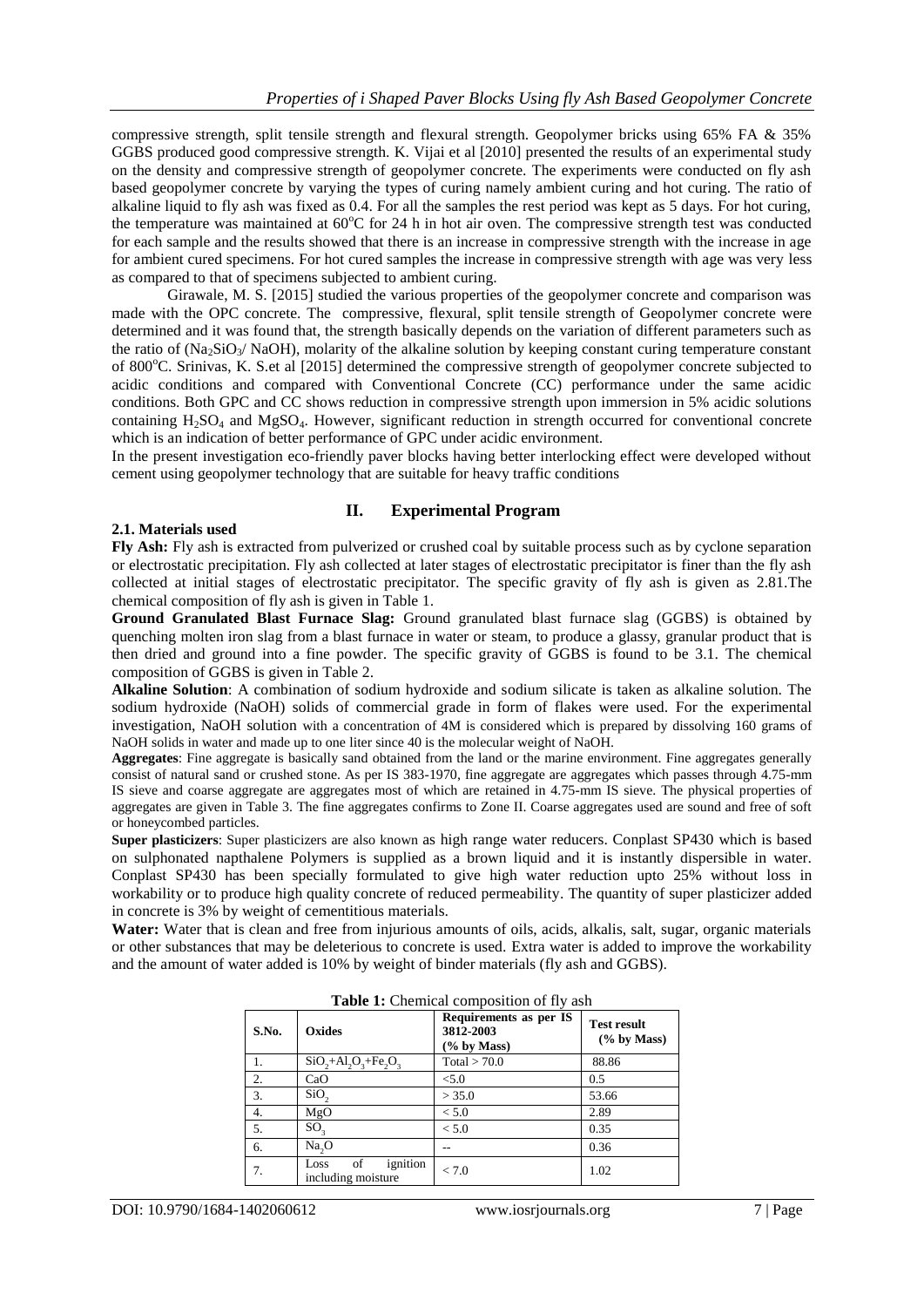compressive strength, split tensile strength and flexural strength. Geopolymer bricks using 65% FA & 35% GGBS produced good compressive strength. K. Vijai et al [2010] presented the results of an experimental study on the density and compressive strength of geopolymer concrete. The experiments were conducted on fly ash based geopolymer concrete by varying the types of curing namely ambient curing and hot curing. The ratio of alkaline liquid to fly ash was fixed as 0.4. For all the samples the rest period was kept as 5 days. For hot curing, the temperature was maintained at 60°C for 24 h in hot air oven. The compressive strength test was conducted for each sample and the results showed that there is an increase in compressive strength with the increase in age for ambient cured specimens. For hot cured samples the increase in compressive strength with age was very less as compared to that of specimens subjected to ambient curing.

Girawale, M. S. [2015] studied the various properties of the geopolymer concrete and comparison was made with the OPC concrete. The compressive, flexural, split tensile strength of Geopolymer concrete were determined and it was found that, the strength basically depends on the variation of different parameters such as the ratio of ($Na_2SiO_3$/ NaOH), molarity of the alkaline solution by keeping constant curing temperature constant of 800°C. Srinivas, K. S.et al [2015] determined the compressive strength of geopolymer concrete subjected to acidic conditions and compared with Conventional Concrete (CC) performance under the same acidic conditions. Both GPC and CC shows reduction in compressive strength upon immersion in 5% acidic solutions containing $H_2SO_4$ and $MgSO_4$. However, significant reduction in strength occurred for conventional concrete which is an indication of better performance of GPC under acidic environment.

In the present investigation eco-friendly paver blocks having better interlocking effect were developed without cement using geopolymer technology that are suitable for heavy traffic conditions

## II. Experimental Program

### 2.1. Materials used

**Fly Ash:** Fly ash is extracted from pulverized or crushed coal by suitable process such as by cyclone separation or electrostatic precipitation. Fly ash collected at later stages of electrostatic precipitator is finer than the fly ash collected at initial stages of electrostatic precipitator. The specific gravity of fly ash is given as 2.81.The chemical composition of fly ash is given in Table 1.

**Ground Granulated Blast Furnace Slag:** Ground granulated blast furnace slag (GGBS) is obtained by quenching molten iron slag from a blast furnace in water or steam, to produce a glassy, granular product that is then dried and ground into a fine powder. The specific gravity of GGBS is found to be 3.1. The chemical composition of GGBS is given in Table 2.

**Alkaline Solution**: A combination of sodium hydroxide and sodium silicate is taken as alkaline solution. The sodium hydroxide (NaOH) solids of commercial grade in form of flakes were used. For the experimental investigation, NaOH solution with a concentration of 4M is considered which is prepared by dissolving 160 grams of NaOH solids in water and made up to one liter since 40 is the molecular weight of NaOH.

**Aggregates**: Fine aggregate is basically sand obtained from the land or the marine environment. Fine aggregates generally consist of natural sand or crushed stone. As per IS 383-1970, fine aggregate are aggregates which passes through 4.75-mm IS sieve and coarse aggregate are aggregates most of which are retained in 4.75-mm IS sieve. The physical properties of aggregates are given in Table 3. The fine aggregates confirms to Zone II. Coarse aggregates used are sound and free of soft or honeycombed particles.

**Super plasticizers**: Super plasticizers are also known as high range water reducers. Conplast SP430 which is based on sulphonated napthalene Polymers is supplied as a brown liquid and it is instantly dispersible in water. Conplast SP430 has been specially formulated to give high water reduction upto 25% without loss in workability or to produce high quality concrete of reduced permeability. The quantity of super plasticizer added in concrete is 3% by weight of cementitious materials.

**Water:** Water that is clean and free from injurious amounts of oils, acids, alkalis, salt, sugar, organic materials or other substances that may be deleterious to concrete is used. Extra water is added to improve the workability and the amount of water added is 10% by weight of binder materials (fly ash and GGBS).

**Table 1:** Chemical composition of fly ash

| S.No. | Oxides | Requirements as per IS 3812-2003 (% by Mass) | Test result (% by Mass) |
|---|---|---|---|
| 1. | $SiO_2$+$Al_2O_3$+$Fe_2O_3$ | Total > 70.0 | 88.86 |
| 2. | CaO | <5.0 | 0.5 |
| 3. | $SiO_2$ | > 35.0 | 53.66 |
| 4. | MgO | < 5.0 | 2.89 |
| 5. | $SO_3$ | < 5.0 | 0.35 |
| 6. | $Na_2O$ | -- | 0.36 |
| 7. | Loss of ignition including moisture | < 7.0 | 1.02 |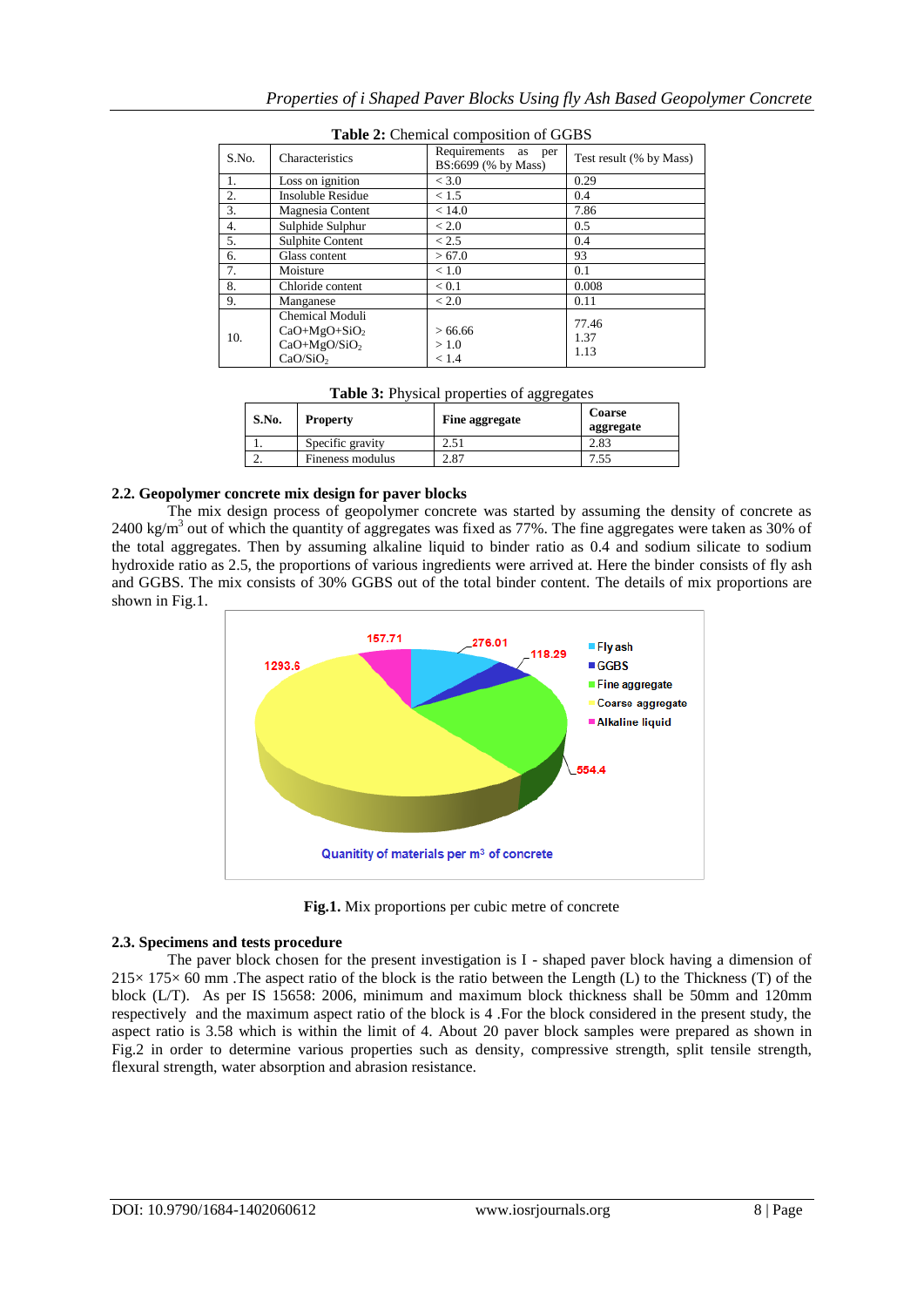**Table 2:** Chemical composition of GGBS

| S.No. | Characteristics | Requirements as per BS:6699 (% by Mass) | Test result (% by Mass) |
|---|---|---|---|
| 1. | Loss on ignition | < 3.0 | 0.29 |
| 2. | Insoluble Residue | < 1.5 | 0.4 |
| 3. | Magnesia Content | < 14.0 | 7.86 |
| 4. | Sulphide Sulphur | < 2.0 | 0.5 |
| 5. | Sulphite Content | < 2.5 | 0.4 |
| 6. | Glass content | > 67.0 | 93 |
| 7. | Moisture | < 1.0 | 0.1 |
| 8. | Chloride content | < 0.1 | 0.008 |
| 9. | Manganese | < 2.0 | 0.11 |
| 10. | Chemical Moduli<br>$CaO+MgO+SiO_2$<br>$CaO+MgO/SiO_2$<br>$CaO/SiO_2$ | <br>> 66.66<br>> 1.0<br>< 1.4 | <br>77.46<br>1.37<br>1.13 |

**Table 3:** Physical properties of aggregates

| S.No. | Property | Fine aggregate | Coarse aggregate |
|---|---|---|---|
| 1. | Specific gravity | 2.51 | 2.83 |
| 2. | Fineness modulus | 2.87 | 7.55 |

### 2.2. Geopolymer concrete mix design for paver blocks

The mix design process of geopolymer concrete was started by assuming the density of concrete as 2400 kg/m$^3$ out of which the quantity of aggregates was fixed as 77%. The fine aggregates were taken as 30% of the total aggregates. Then by assuming alkaline liquid to binder ratio as 0.4 and sodium silicate to sodium hydroxide ratio as 2.5, the proportions of various ingredients were arrived at. Here the binder consists of fly ash and GGBS. The mix consists of 30% GGBS out of the total binder content. The details of mix proportions are shown in Fig.1.

**Fig.1.** Mix proportions per cubic metre of concrete

### 2.3. Specimens and tests procedure

The paver block chosen for the present investigation is I - shaped paver block having a dimension of 215× 175× 60 mm .The aspect ratio of the block is the ratio between the Length (L) to the Thickness (T) of the block (L/T). As per IS 15658: 2006, minimum and maximum block thickness shall be 50mm and 120mm respectively and the maximum aspect ratio of the block is 4 .For the block considered in the present study, the aspect ratio is 3.58 which is within the limit of 4. About 20 paver block samples were prepared as shown in Fig.2 in order to determine various properties such as density, compressive strength, split tensile strength, flexural strength, water absorption and abrasion resistance.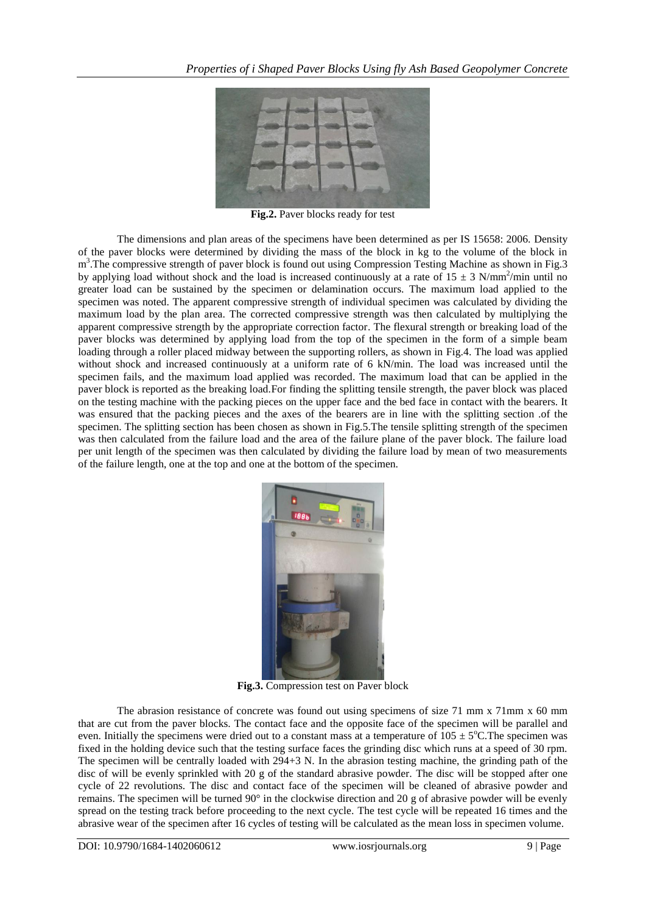Fig.2. Paver blocks ready for test

The dimensions and plan areas of the specimens have been determined as per IS 15658: 2006. Density of the paver blocks were determined by dividing the mass of the block in kg to the volume of the block in $m^3$.The compressive strength of paver block is found out using Compression Testing Machine as shown in Fig.3 by applying load without shock and the load is increased continuously at a rate of $15 \pm 3$ $N/mm^2$/min until no greater load can be sustained by the specimen or delamination occurs. The maximum load applied to the specimen was noted. The apparent compressive strength of individual specimen was calculated by dividing the maximum load by the plan area. The corrected compressive strength was then calculated by multiplying the apparent compressive strength by the appropriate correction factor. The flexural strength or breaking load of the paver blocks was determined by applying load from the top of the specimen in the form of a simple beam loading through a roller placed midway between the supporting rollers, as shown in Fig.4. The load was applied without shock and increased continuously at a uniform rate of 6 kN/min. The load was increased until the specimen fails, and the maximum load applied was recorded. The maximum load that can be applied in the paver block is reported as the breaking load.For finding the splitting tensile strength, the paver block was placed on the testing machine with the packing pieces on the upper face and the bed face in contact with the bearers. It was ensured that the packing pieces and the axes of the bearers are in line with the splitting section .of the specimen. The splitting section has been chosen as shown in Fig.5.The tensile splitting strength of the specimen was then calculated from the failure load and the area of the failure plane of the paver block. The failure load per unit length of the specimen was then calculated by dividing the failure load by mean of two measurements of the failure length, one at the top and one at the bottom of the specimen.

Fig.3. Compression test on Paver block

The abrasion resistance of concrete was found out using specimens of size 71 mm x 71mm x 60 mm that are cut from the paver blocks. The contact face and the opposite face of the specimen will be parallel and even. Initially the specimens were dried out to a constant mass at a temperature of $105 \pm 5^{o}C$.The specimen was fixed in the holding device such that the testing surface faces the grinding disc which runs at a speed of 30 rpm. The specimen will be centrally loaded with 294+3 N. In the abrasion testing machine, the grinding path of the disc of will be evenly sprinkled with 20 g of the standard abrasive powder. The disc will be stopped after one cycle of 22 revolutions. The disc and contact face of the specimen will be cleaned of abrasive powder and remains. The specimen will be turned 90° in the clockwise direction and 20 g of abrasive powder will be evenly spread on the testing track before proceeding to the next cycle. The test cycle will be repeated 16 times and the abrasive wear of the specimen after 16 cycles of testing will be calculated as the mean loss in specimen volume.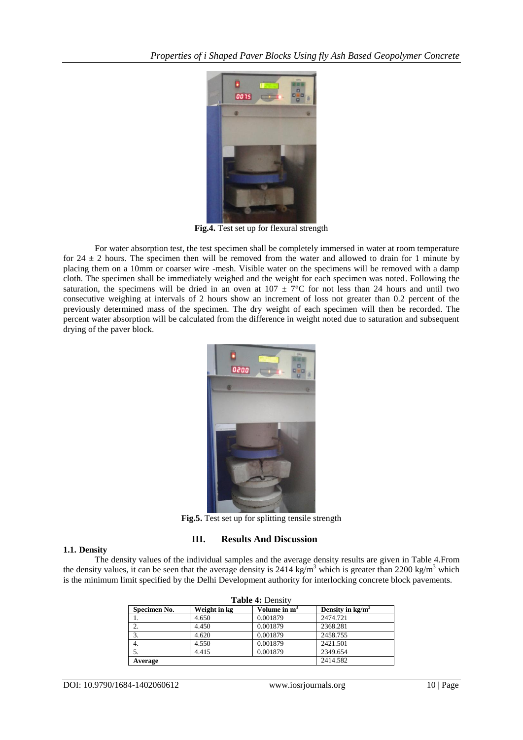Fig.4. Test set up for flexural strength

For water absorption test, the test specimen shall be completely immersed in water at room temperature for 24 ± 2 hours. The specimen then will be removed from the water and allowed to drain for 1 minute by placing them on a 10mm or coarser wire -mesh. Visible water on the specimens will be removed with a damp cloth. The specimen shall be immediately weighed and the weight for each specimen was noted. Following the saturation, the specimens will be dried in an oven at 107 ± 7°C for not less than 24 hours and until two consecutive weighing at intervals of 2 hours show an increment of loss not greater than 0.2 percent of the previously determined mass of the specimen. The dry weight of each specimen will then be recorded. The percent water absorption will be calculated from the difference in weight noted due to saturation and subsequent drying of the paver block.

Fig.5. Test set up for splitting tensile strength

## III. Results And Discussion

### 1.1. Density

The density values of the individual samples and the average density results are given in Table 4.From the density values, it can be seen that the average density is 2414 kg/m$^3$ which is greater than 2200 kg/m$^3$ which is the minimum limit specified by the Delhi Development authority for interlocking concrete block pavements.

**Table 4:** Density

| Specimen No. | Weight in kg | Volume in m$^3$ | Density in kg/m$^3$ |
|---|---|---|---|
| 1. | 4.650 | 0.001879 | 2474.721 |
| 2. | 4.450 | 0.001879 | 2368.281 |
| 3. | 4.620 | 0.001879 | 2458.755 |
| 4. | 4.550 | 0.001879 | 2421.501 |
| 5. | 4.415 | 0.001879 | 2349.654 |
| **Average** | | | 2414.582 |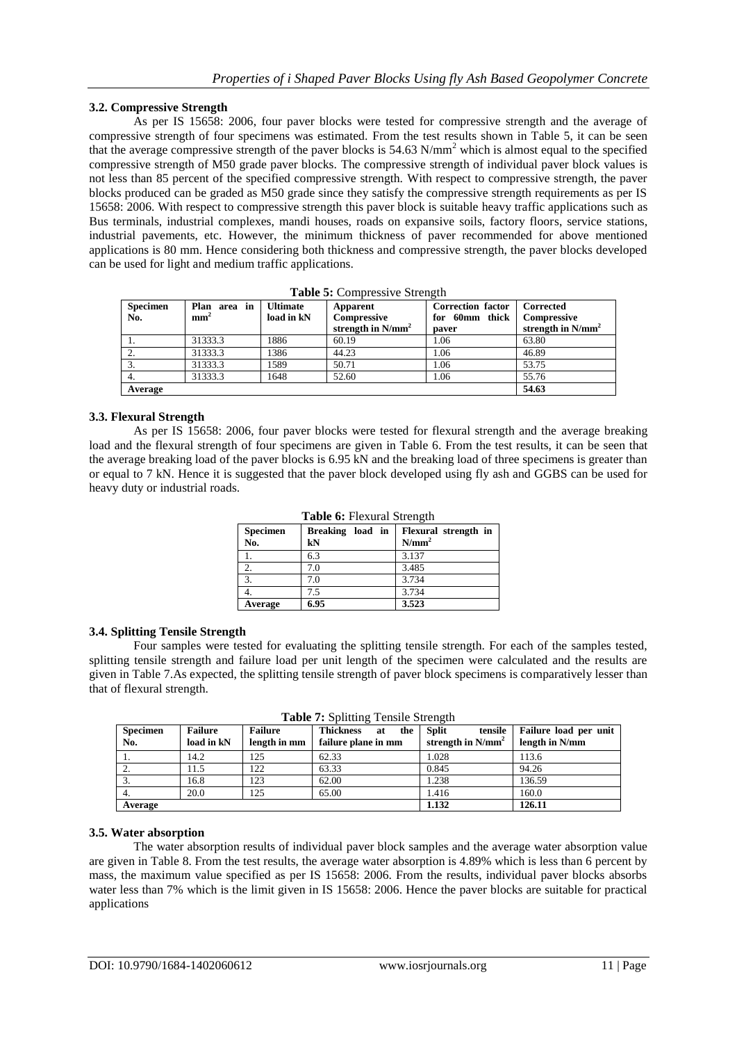### 3.2. Compressive Strength

As per IS 15658: 2006, four paver blocks were tested for compressive strength and the average of compressive strength of four specimens was estimated. From the test results shown in Table 5, it can be seen that the average compressive strength of the paver blocks is 54.63 $N/mm^2$ which is almost equal to the specified compressive strength of M50 grade paver blocks. The compressive strength of individual paver block values is not less than 85 percent of the specified compressive strength. With respect to compressive strength, the paver blocks produced can be graded as M50 grade since they satisfy the compressive strength requirements as per IS 15658: 2006. With respect to compressive strength this paver block is suitable heavy traffic applications such as Bus terminals, industrial complexes, mandi houses, roads on expansive soils, factory floors, service stations, industrial pavements, etc. However, the minimum thickness of paver recommended for above mentioned applications is 80 mm. Hence considering both thickness and compressive strength, the paver blocks developed can be used for light and medium traffic applications.

**Table 5:** Compressive Strength

| Specimen No. | Plan area in $mm^2$ | Ultimate load in kN | Apparent Compressive strength in $N/mm^2$ | Correction factor for 60mm thick paver | Corrected Compressive strength in $N/mm^2$ |
|---|---|---|---|---|---|
| 1. | 31333.3 | 1886 | 60.19 | 1.06 | 63.80 |
| 2. | 31333.3 | 1386 | 44.23 | 1.06 | 46.89 |
| 3. | 31333.3 | 1589 | 50.71 | 1.06 | 53.75 |
| 4. | 31333.3 | 1648 | 52.60 | 1.06 | 55.76 |
| **Average** | | | | | **54.63** |

### 3.3. Flexural Strength

As per IS 15658: 2006, four paver blocks were tested for flexural strength and the average breaking load and the flexural strength of four specimens are given in Table 6. From the test results, it can be seen that the average breaking load of the paver blocks is 6.95 kN and the breaking load of three specimens is greater than or equal to 7 kN. Hence it is suggested that the paver block developed using fly ash and GGBS can be used for heavy duty or industrial roads.

**Table 6:** Flexural Strength

| Specimen No. | Breaking load in kN | Flexural strength in $N/mm^2$ |
|---|---|---|
| 1. | 6.3 | 3.137 |
| 2. | 7.0 | 3.485 |
| 3. | 7.0 | 3.734 |
| 4. | 7.5 | 3.734 |
| **Average** | **6.95** | **3.523** |

### 3.4. Splitting Tensile Strength

Four samples were tested for evaluating the splitting tensile strength. For each of the samples tested, splitting tensile strength and failure load per unit length of the specimen were calculated and the results are given in Table 7.As expected, the splitting tensile strength of paver block specimens is comparatively lesser than that of flexural strength.

**Table 7:** Splitting Tensile Strength

| Specimen No. | Failure load in kN | Failure length in mm | Thickness at the failure plane in mm | Split tensile strength in $N/mm^2$ | Failure load per unit length in N/mm |
|---|---|---|---|---|---|
| 1. | 14.2 | 125 | 62.33 | 1.028 | 113.6 |
| 2. | 11.5 | 122 | 63.33 | 0.845 | 94.26 |
| 3. | 16.8 | 123 | 62.00 | 1.238 | 136.59 |
| 4. | 20.0 | 125 | 65.00 | 1.416 | 160.0 |
| **Average** | | | | **1.132** | **126.11** |

### 3.5. Water absorption

The water absorption results of individual paver block samples and the average water absorption value are given in Table 8. From the test results, the average water absorption is 4.89% which is less than 6 percent by mass, the maximum value specified as per IS 15658: 2006. From the results, individual paver blocks absorbs water less than 7% which is the limit given in IS 15658: 2006. Hence the paver blocks are suitable for practical applications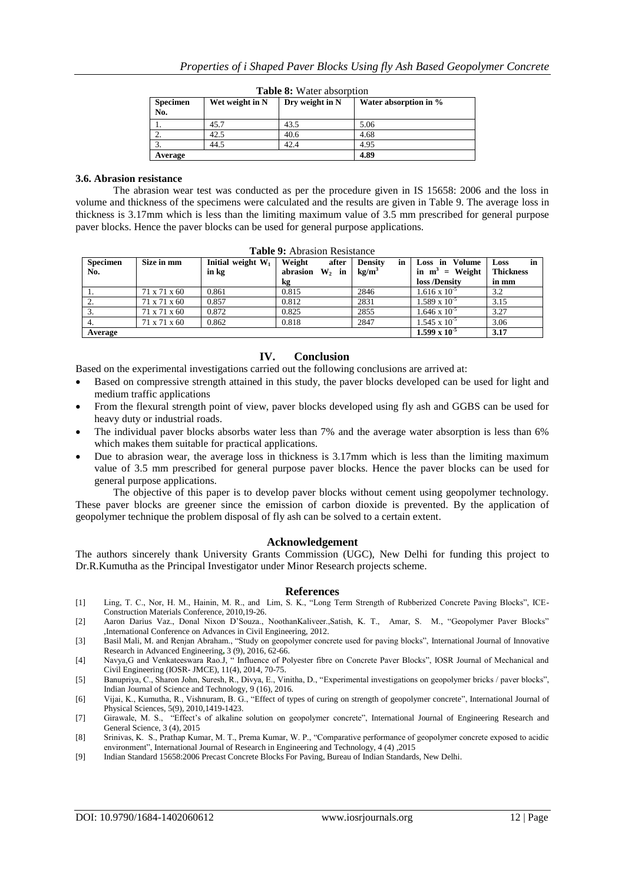**Table 8:** Water absorption

| Specimen No. | Wet weight in N | Dry weight in N | Water absorption in % |
|---|---|---|---|
| 1. | 45.7 | 43.5 | 5.06 |
| 2. | 42.5 | 40.6 | 4.68 |
| 3. | 44.5 | 42.4 | 4.95 |
| **Average** | | | **4.89** |

### 3.6. Abrasion resistance

The abrasion wear test was conducted as per the procedure given in IS 15658: 2006 and the loss in volume and thickness of the specimens were calculated and the results are given in Table 9. The average loss in thickness is 3.17mm which is less than the limiting maximum value of 3.5 mm prescribed for general purpose paver blocks. Hence the paver blocks can be used for general purpose applications.

**Table 9:** Abrasion Resistance

| Specimen No. | Size in mm | Initial weight $W_1$ in kg | Weight after abrasion $W_2$ in kg | Density in $kg/m^3$ | Loss in Volume in $m^3$ = Weight loss /Density | Loss in Thickness in mm |
|---|---|---|---|---|---|---|
| 1. | 71 x 71 x 60 | 0.861 | 0.815 | 2846 | $1.616 \times 10^{-5}$ | 3.2 |
| 2. | 71 x 71 x 60 | 0.857 | 0.812 | 2831 | $1.589 \times 10^{-5}$ | 3.15 |
| 3. | 71 x 71 x 60 | 0.872 | 0.825 | 2855 | $1.646 \times 10^{-5}$ | 3.27 |
| 4. | 71 x 71 x 60 | 0.862 | 0.818 | 2847 | $1.545 \times 10^{-5}$ | 3.06 |
| **Average** | | | | | $\mathbf{1.599 \times 10^{-5}}$ | **3.17** |

## IV. Conclusion

Based on the experimental investigations carried out the following conclusions are arrived at:

- Based on compressive strength attained in this study, the paver blocks developed can be used for light and medium traffic applications
- From the flexural strength point of view, paver blocks developed using fly ash and GGBS can be used for heavy duty or industrial roads.
- The individual paver blocks absorbs water less than 7% and the average water absorption is less than 6% which makes them suitable for practical applications.
- Due to abrasion wear, the average loss in thickness is 3.17mm which is less than the limiting maximum value of 3.5 mm prescribed for general purpose paver blocks. Hence the paver blocks can be used for general purpose applications.

The objective of this paper is to develop paver blocks without cement using geopolymer technology. These paver blocks are greener since the emission of carbon dioxide is prevented. By the application of geopolymer technique the problem disposal of fly ash can be solved to a certain extent.

## Acknowledgement

The authors sincerely thank University Grants Commission (UGC), New Delhi for funding this project to Dr.R.Kumutha as the Principal Investigator under Minor Research projects scheme.

## References

[1] Ling, T. C., Nor, H. M., Hainin, M. R., and Lim, S. K., "Long Term Strength of Rubberized Concrete Paving Blocks", ICE-Construction Materials Conference, 2010,19-26.

[2] Aaron Darius Vaz., Donal Nixon D'Souza., NoothanKaliveer.,Satish, K. T., Amar, S. M., "Geopolymer Paver Blocks" ,International Conference on Advances in Civil Engineering, 2012.

[3] Basil Mali, M. and Renjan Abraham., "Study on geopolymer concrete used for paving blocks", International Journal of Innovative Research in Advanced Engineering, 3 (9), 2016, 62-66.

[4] Navya,G and Venkateeswara Rao.J, " Influence of Polyester fibre on Concrete Paver Blocks", IOSR Journal of Mechanical and Civil Engineering (IOSR- JMCE), 11(4), 2014, 70-75.

[5] Banupriya, C., Sharon John, Suresh, R., Divya, E., Vinitha, D., "Experimental investigations on geopolymer bricks / paver blocks", Indian Journal of Science and Technology, 9 (16), 2016.

[6] Vijai, K., Kumutha, R., Vishnuram, B. G., "Effect of types of curing on strength of geopolymer concrete", International Journal of Physical Sciences, 5(9), 2010,1419-1423.

[7] Girawale, M. S., "Effect's of alkaline solution on geopolymer concrete", International Journal of Engineering Research and General Science, 3 (4), 2015

[8] Srinivas, K. S., Prathap Kumar, M. T., Prema Kumar, W. P., "Comparative performance of geopolymer concrete exposed to acidic environment", International Journal of Research in Engineering and Technology, 4 (4) ,2015

[9] Indian Standard 15658:2006 Precast Concrete Blocks For Paving, Bureau of Indian Standards, New Delhi.